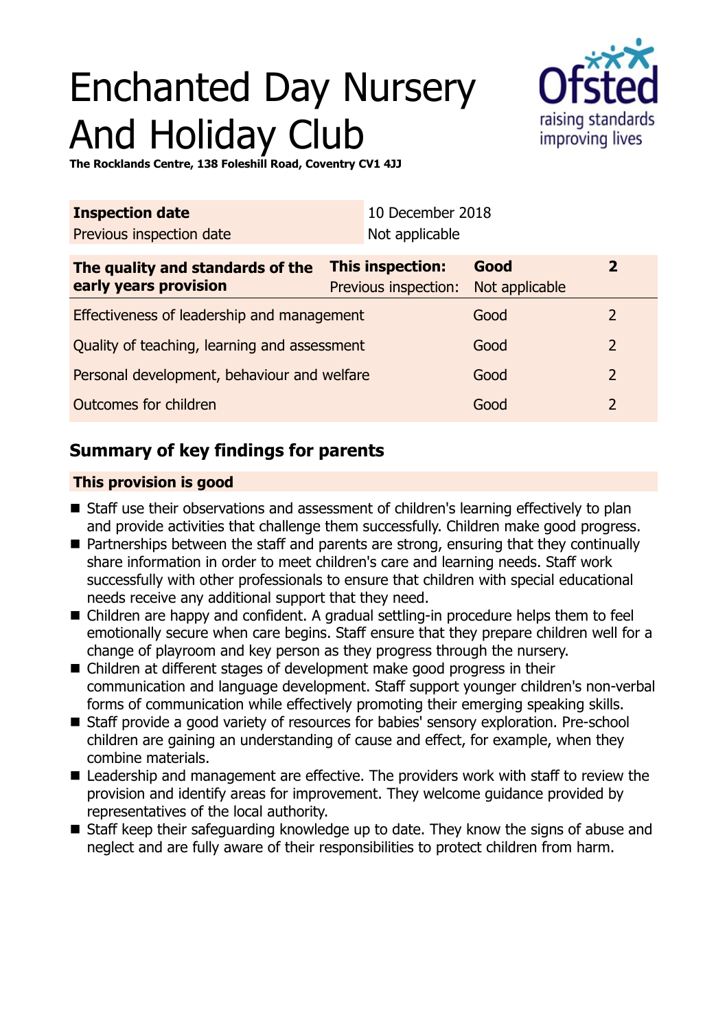# Enchanted Day Nursery And Holiday Club

**The Rocklands Centre, 138 Foleshill Road, Coventry CV1 4JJ**

| **Inspection date** | 10 December 2018 |
|---|---|
| Previous inspection date | Not applicable |

| **The quality and standards of the early years provision** | **This inspection:** | **Good** | **2** |
|---|---|---|---|
| | Previous inspection: | Not applicable | |
| Effectiveness of leadership and management | | Good | 2 |
| Quality of teaching, learning and assessment | | Good | 2 |
| Personal development, behaviour and welfare | | Good | 2 |
| Outcomes for children | | Good | 2 |

## Summary of key findings for parents

**This provision is good**

- Staff use their observations and assessment of children's learning effectively to plan and provide activities that challenge them successfully. Children make good progress.
- Partnerships between the staff and parents are strong, ensuring that they continually share information in order to meet children's care and learning needs. Staff work successfully with other professionals to ensure that children with special educational needs receive any additional support that they need.
- Children are happy and confident. A gradual settling-in procedure helps them to feel emotionally secure when care begins. Staff ensure that they prepare children well for a change of playroom and key person as they progress through the nursery.
- Children at different stages of development make good progress in their communication and language development. Staff support younger children's non-verbal forms of communication while effectively promoting their emerging speaking skills.
- Staff provide a good variety of resources for babies' sensory exploration. Pre-school children are gaining an understanding of cause and effect, for example, when they combine materials.
- Leadership and management are effective. The providers work with staff to review the provision and identify areas for improvement. They welcome guidance provided by representatives of the local authority.
- Staff keep their safeguarding knowledge up to date. They know the signs of abuse and neglect and are fully aware of their responsibilities to protect children from harm.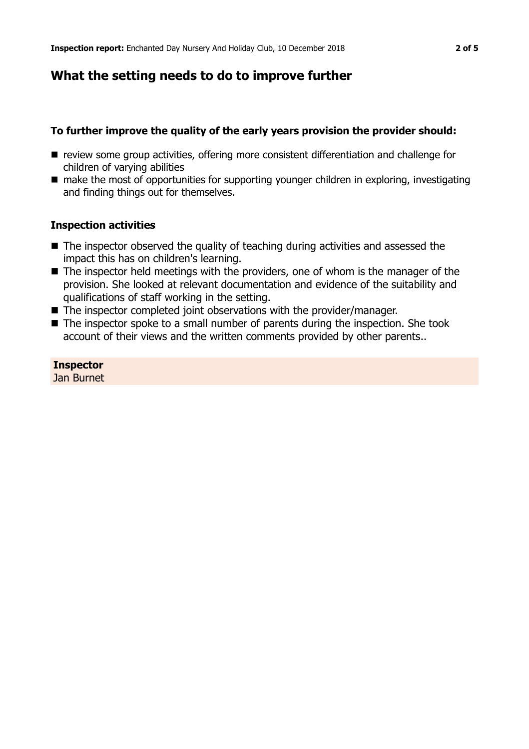## What the setting needs to do to improve further

### To further improve the quality of the early years provision the provider should:

- review some group activities, offering more consistent differentiation and challenge for children of varying abilities
- make the most of opportunities for supporting younger children in exploring, investigating and finding things out for themselves.

### Inspection activities

- The inspector observed the quality of teaching during activities and assessed the impact this has on children's learning.
- The inspector held meetings with the providers, one of whom is the manager of the provision. She looked at relevant documentation and evidence of the suitability and qualifications of staff working in the setting.
- The inspector completed joint observations with the provider/manager.
- The inspector spoke to a small number of parents during the inspection. She took account of their views and the written comments provided by other parents..

**Inspector**
Jan Burnet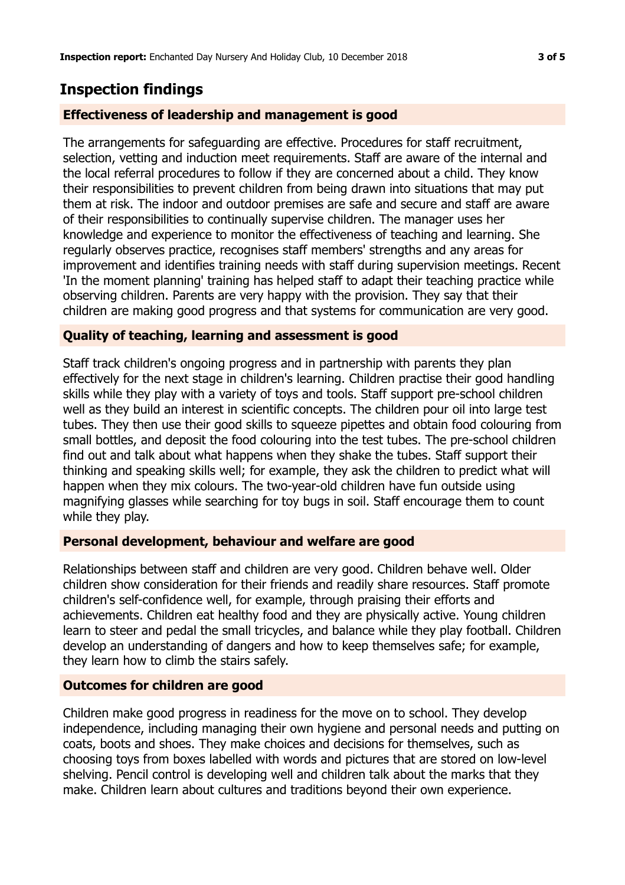## Inspection findings

### Effectiveness of leadership and management is good

The arrangements for safeguarding are effective. Procedures for staff recruitment, selection, vetting and induction meet requirements. Staff are aware of the internal and the local referral procedures to follow if they are concerned about a child. They know their responsibilities to prevent children from being drawn into situations that may put them at risk. The indoor and outdoor premises are safe and secure and staff are aware of their responsibilities to continually supervise children. The manager uses her knowledge and experience to monitor the effectiveness of teaching and learning. She regularly observes practice, recognises staff members' strengths and any areas for improvement and identifies training needs with staff during supervision meetings. Recent 'In the moment planning' training has helped staff to adapt their teaching practice while observing children. Parents are very happy with the provision. They say that their children are making good progress and that systems for communication are very good.

### Quality of teaching, learning and assessment is good

Staff track children's ongoing progress and in partnership with parents they plan effectively for the next stage in children's learning. Children practise their good handling skills while they play with a variety of toys and tools. Staff support pre-school children well as they build an interest in scientific concepts. The children pour oil into large test tubes. They then use their good skills to squeeze pipettes and obtain food colouring from small bottles, and deposit the food colouring into the test tubes. The pre-school children find out and talk about what happens when they shake the tubes. Staff support their thinking and speaking skills well; for example, they ask the children to predict what will happen when they mix colours. The two-year-old children have fun outside using magnifying glasses while searching for toy bugs in soil. Staff encourage them to count while they play.

### Personal development, behaviour and welfare are good

Relationships between staff and children are very good. Children behave well. Older children show consideration for their friends and readily share resources. Staff promote children's self-confidence well, for example, through praising their efforts and achievements. Children eat healthy food and they are physically active. Young children learn to steer and pedal the small tricycles, and balance while they play football. Children develop an understanding of dangers and how to keep themselves safe; for example, they learn how to climb the stairs safely.

### Outcomes for children are good

Children make good progress in readiness for the move on to school. They develop independence, including managing their own hygiene and personal needs and putting on coats, boots and shoes. They make choices and decisions for themselves, such as choosing toys from boxes labelled with words and pictures that are stored on low-level shelving. Pencil control is developing well and children talk about the marks that they make. Children learn about cultures and traditions beyond their own experience.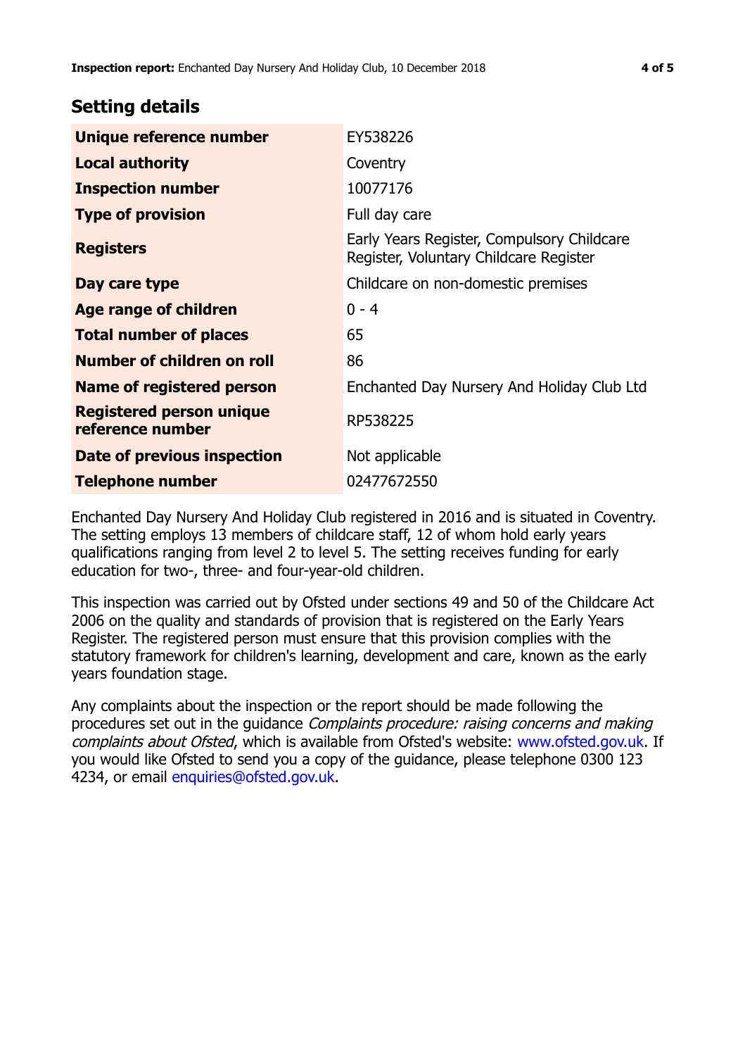## Setting details

| | |
|---|---|
| **Unique reference number** | EY538226 |
| **Local authority** | Coventry |
| **Inspection number** | 10077176 |
| **Type of provision** | Full day care |
| **Registers** | Early Years Register, Compulsory Childcare Register, Voluntary Childcare Register |
| **Day care type** | Childcare on non-domestic premises |
| **Age range of children** | 0 - 4 |
| **Total number of places** | 65 |
| **Number of children on roll** | 86 |
| **Name of registered person** | Enchanted Day Nursery And Holiday Club Ltd |
| **Registered person unique reference number** | RP538225 |
| **Date of previous inspection** | Not applicable |
| **Telephone number** | 02477672550 |

Enchanted Day Nursery And Holiday Club registered in 2016 and is situated in Coventry. The setting employs 13 members of childcare staff, 12 of whom hold early years qualifications ranging from level 2 to level 5. The setting receives funding for early education for two-, three- and four-year-old children.

This inspection was carried out by Ofsted under sections 49 and 50 of the Childcare Act 2006 on the quality and standards of provision that is registered on the Early Years Register. The registered person must ensure that this provision complies with the statutory framework for children's learning, development and care, known as the early years foundation stage.

Any complaints about the inspection or the report should be made following the procedures set out in the guidance *Complaints procedure: raising concerns and making complaints about Ofsted*, which is available from Ofsted's website: www.ofsted.gov.uk. If you would like Ofsted to send you a copy of the guidance, please telephone 0300 123 4234, or email enquiries@ofsted.gov.uk.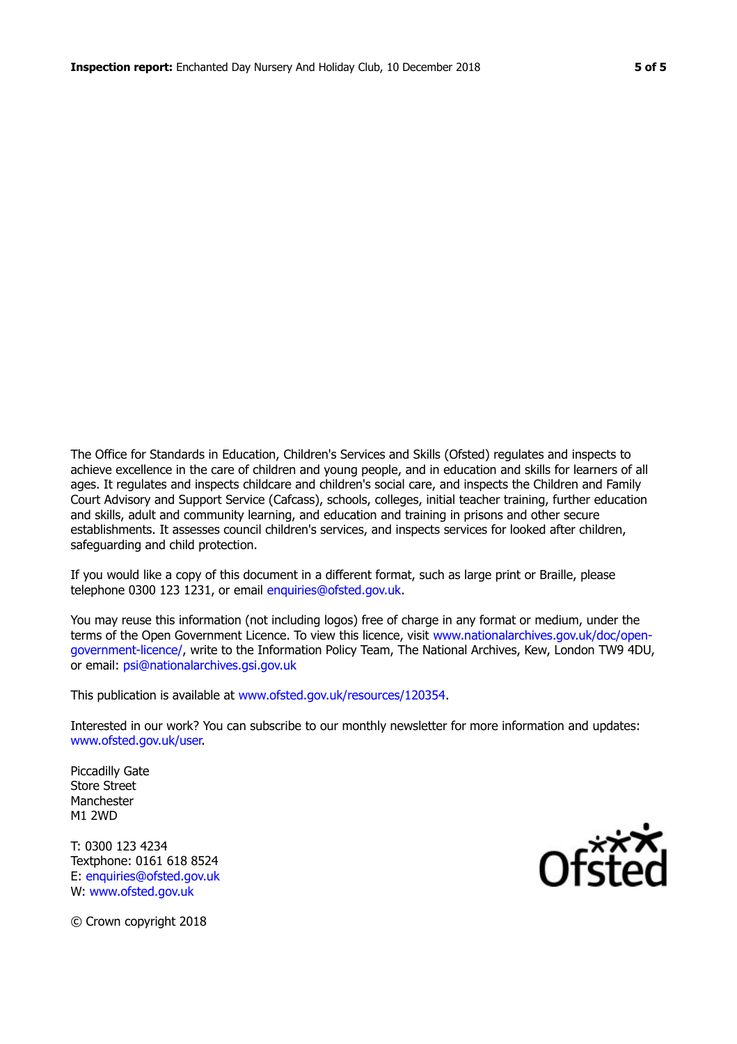The Office for Standards in Education, Children's Services and Skills (Ofsted) regulates and inspects to achieve excellence in the care of children and young people, and in education and skills for learners of all ages. It regulates and inspects childcare and children's social care, and inspects the Children and Family Court Advisory and Support Service (Cafcass), schools, colleges, initial teacher training, further education and skills, adult and community learning, and education and training in prisons and other secure establishments. It assesses council children's services, and inspects services for looked after children, safeguarding and child protection.

If you would like a copy of this document in a different format, such as large print or Braille, please telephone 0300 123 1231, or email enquiries@ofsted.gov.uk.

You may reuse this information (not including logos) free of charge in any format or medium, under the terms of the Open Government Licence. To view this licence, visit www.nationalarchives.gov.uk/doc/open-government-licence/, write to the Information Policy Team, The National Archives, Kew, London TW9 4DU, or email: psi@nationalarchives.gsi.gov.uk

This publication is available at www.ofsted.gov.uk/resources/120354.

Interested in our work? You can subscribe to our monthly newsletter for more information and updates: www.ofsted.gov.uk/user.

Piccadilly Gate
Store Street
Manchester
M1 2WD

T: 0300 123 4234
Textphone: 0161 618 8524
E: enquiries@ofsted.gov.uk
W: www.ofsted.gov.uk

Ofsted

© Crown copyright 2018